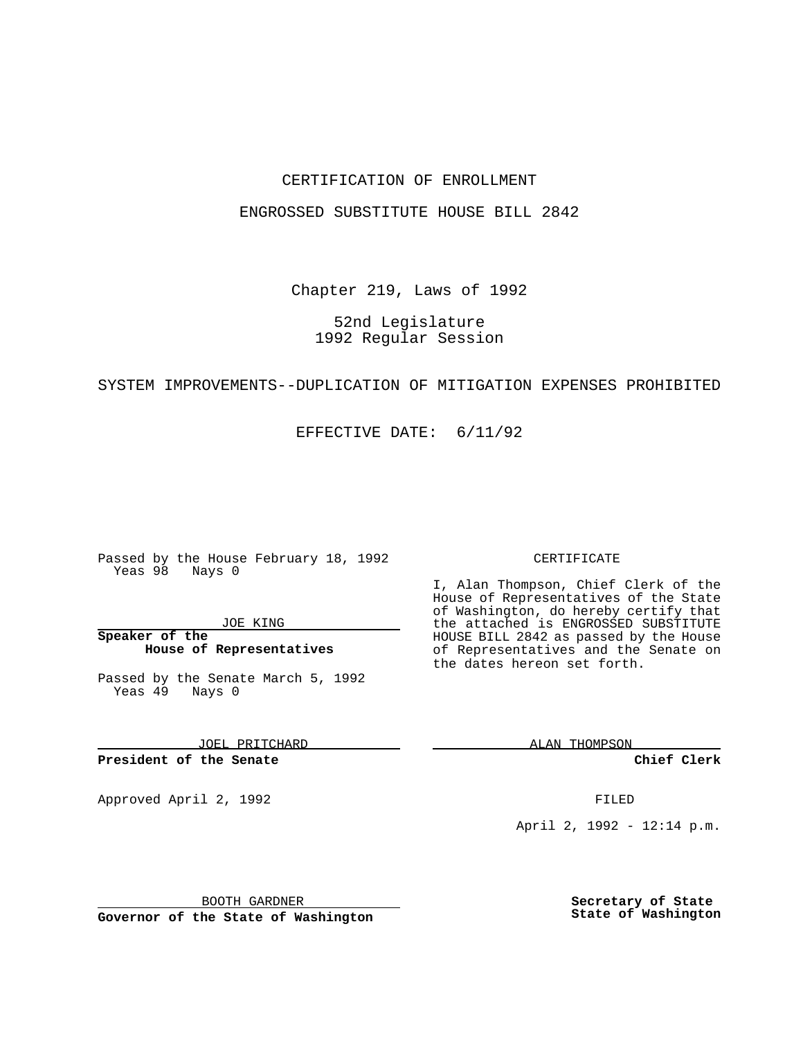CERTIFICATION OF ENROLLMENT

ENGROSSED SUBSTITUTE HOUSE BILL 2842

Chapter 219, Laws of 1992

52nd Legislature
1992 Regular Session

SYSTEM IMPROVEMENTS--DUPLICATION OF MITIGATION EXPENSES PROHIBITED

EFFECTIVE DATE: 6/11/92

Passed by the House February 18, 1992
Yeas 98 Nays 0

JOE KING

**Speaker of the House of Representatives**

Passed by the Senate March 5, 1992
Yeas 49 Nays 0

JOEL PRITCHARD

**President of the Senate**

Approved April 2, 1992

BOOTH GARDNER

**Governor of the State of Washington**

CERTIFICATE

I, Alan Thompson, Chief Clerk of the House of Representatives of the State of Washington, do hereby certify that the attached is ENGROSSED SUBSTITUTE HOUSE BILL 2842 as passed by the House of Representatives and the Senate on the dates hereon set forth.

ALAN THOMPSON

**Chief Clerk**

FILED

April 2, 1992 - 12:14 p.m.

**Secretary of State**
**State of Washington**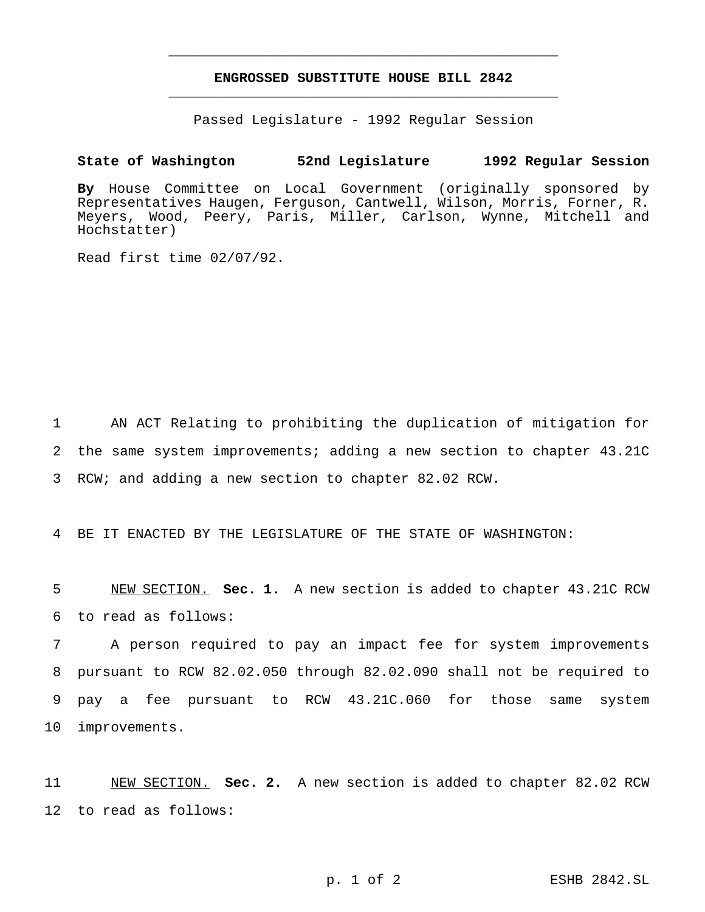# ENGROSSED SUBSTITUTE HOUSE BILL 2842

Passed Legislature - 1992 Regular Session

**State of Washington 52nd Legislature 1992 Regular Session**

**By** House Committee on Local Government (originally sponsored by Representatives Haugen, Ferguson, Cantwell, Wilson, Morris, Forner, R. Meyers, Wood, Peery, Paris, Miller, Carlson, Wynne, Mitchell and Hochstatter)

Read first time 02/07/92.

AN ACT Relating to prohibiting the duplication of mitigation for the same system improvements; adding a new section to chapter 43.21C RCW; and adding a new section to chapter 82.02 RCW.

BE IT ENACTED BY THE LEGISLATURE OF THE STATE OF WASHINGTON:

NEW SECTION. **Sec. 1.** A new section is added to chapter 43.21C RCW to read as follows:

A person required to pay an impact fee for system improvements pursuant to RCW 82.02.050 through 82.02.090 shall not be required to pay a fee pursuant to RCW 43.21C.060 for those same system improvements.

NEW SECTION. **Sec. 2.** A new section is added to chapter 82.02 RCW to read as follows: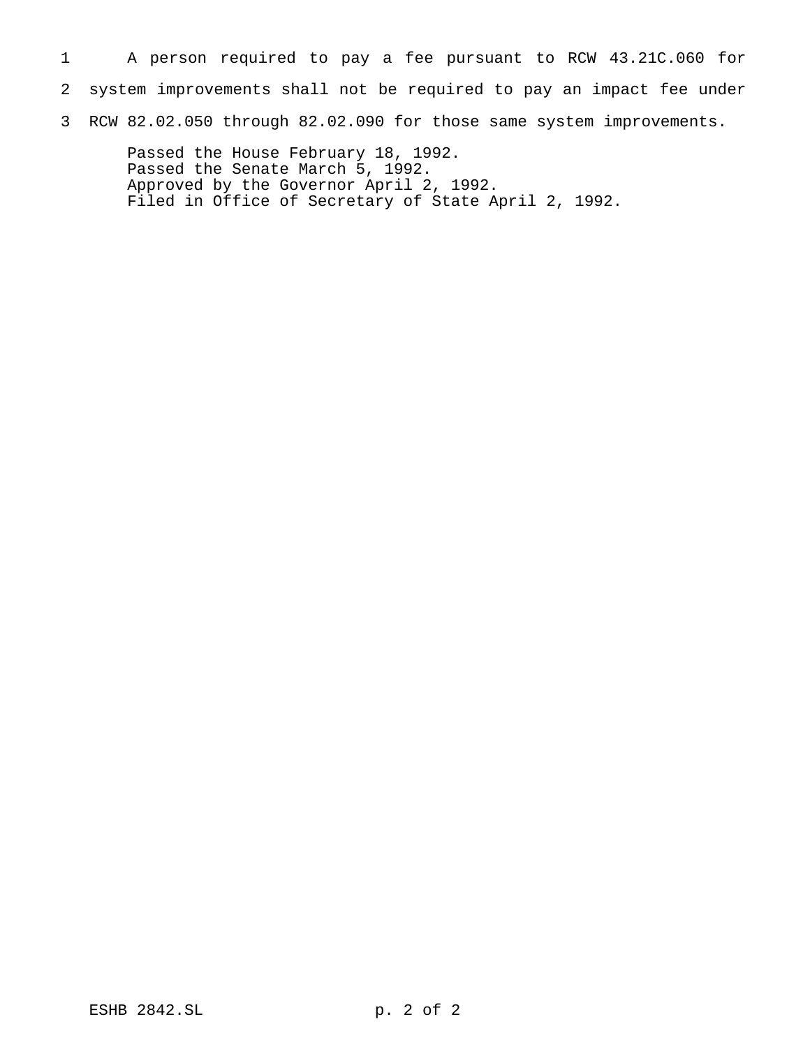A person required to pay a fee pursuant to RCW 43.21C.060 for system improvements shall not be required to pay an impact fee under RCW 82.02.050 through 82.02.090 for those same system improvements.

Passed the House February 18, 1992.
Passed the Senate March 5, 1992.
Approved by the Governor April 2, 1992.
Filed in Office of Secretary of State April 2, 1992.